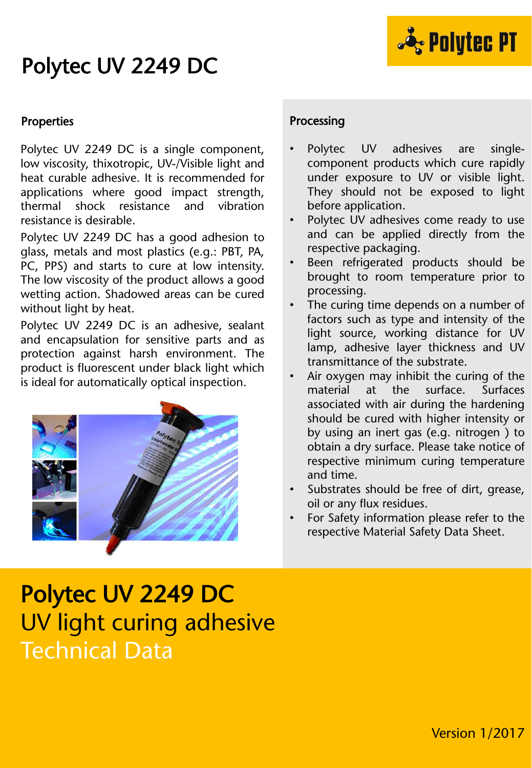# Polytec UV 2249 DC

Polytec PT

## Properties

Polytec UV 2249 DC is a single component, low viscosity, thixotropic, UV-/Visible light and heat curable adhesive. It is recommended for applications where good impact strength, thermal shock resistance and vibration resistance is desirable.

Polytec UV 2249 DC has a good adhesion to glass, metals and most plastics (e.g.: PBT, PA, PC, PPS) and starts to cure at low intensity. The low viscosity of the product allows a good wetting action. Shadowed areas can be cured without light by heat.

Polytec UV 2249 DC is an adhesive, sealant and encapsulation for sensitive parts and as protection against harsh environment. The product is fluorescent under black light which is ideal for automatically optical inspection.

## Processing

- Polytec UV adhesives are single-component products which cure rapidly under exposure to UV or visible light. They should not be exposed to light before application.
- Polytec UV adhesives come ready to use and can be applied directly from the respective packaging.
- Been refrigerated products should be brought to room temperature prior to processing.
- The curing time depends on a number of factors such as type and intensity of the light source, working distance for UV lamp, adhesive layer thickness and UV transmittance of the substrate.
- Air oxygen may inhibit the curing of the material at the surface. Surfaces associated with air during the hardening should be cured with higher intensity or by using an inert gas (e.g. nitrogen ) to obtain a dry surface. Please take notice of respective minimum curing temperature and time.
- Substrates should be free of dirt, grease, oil or any flux residues.
- For Safety information please refer to the respective Material Safety Data Sheet.

# Polytec UV 2249 DC
## UV light curing adhesive
## Technical Data

Version 1/2017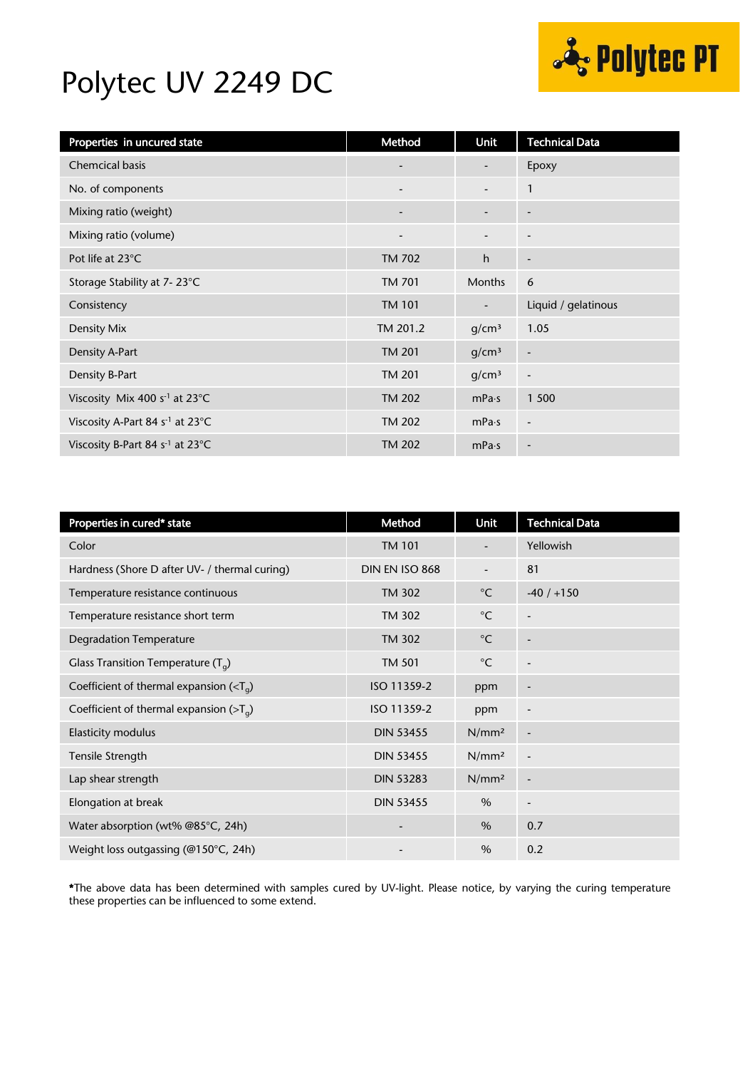# Polytec UV 2249 DC

| Properties in uncured state | Method | Unit | Technical Data |
|---|---|---|---|
| Chemcical basis | - | - | Epoxy |
| No. of components | - | - | 1 |
| Mixing ratio (weight) | - | - | - |
| Mixing ratio (volume) | - | - | - |
| Pot life at 23°C | TM 702 | h | - |
| Storage Stability at 7- 23°C | TM 701 | Months | 6 |
| Consistency | TM 101 | - | Liquid / gelatinous |
| Density Mix | TM 201.2 | g/cm³ | 1.05 |
| Density A-Part | TM 201 | g/cm³ | - |
| Density B-Part | TM 201 | g/cm³ | - |
| Viscosity Mix 400 $s^{-1}$ at 23°C | TM 202 | mPa·s | 1 500 |
| Viscosity A-Part 84 $s^{-1}$ at 23°C | TM 202 | mPa·s | - |
| Viscosity B-Part 84 $s^{-1}$ at 23°C | TM 202 | mPa·s | - |

| Properties in cured* state | Method | Unit | Technical Data |
|---|---|---|---|
| Color | TM 101 | - | Yellowish |
| Hardness (Shore D after UV- / thermal curing) | DIN EN ISO 868 | - | 81 |
| Temperature resistance continuous | TM 302 | °C | -40 / +150 |
| Temperature resistance short term | TM 302 | °C | - |
| Degradation Temperature | TM 302 | °C | - |
| Glass Transition Temperature ($T_g$) | TM 501 | °C | - |
| Coefficient of thermal expansion (<$T_g$) | ISO 11359-2 | ppm | - |
| Coefficient of thermal expansion (>$T_g$) | ISO 11359-2 | ppm | - |
| Elasticity modulus | DIN 53455 | N/mm² | - |
| Tensile Strength | DIN 53455 | N/mm² | - |
| Lap shear strength | DIN 53283 | N/mm² | - |
| Elongation at break | DIN 53455 | % | - |
| Water absorption (wt% @85°C, 24h) | - | % | 0.7 |
| Weight loss outgassing (@150°C, 24h) | - | % | 0.2 |

**\***The above data has been determined with samples cured by UV-light. Please notice, by varying the curing temperature these properties can be influenced to some extend.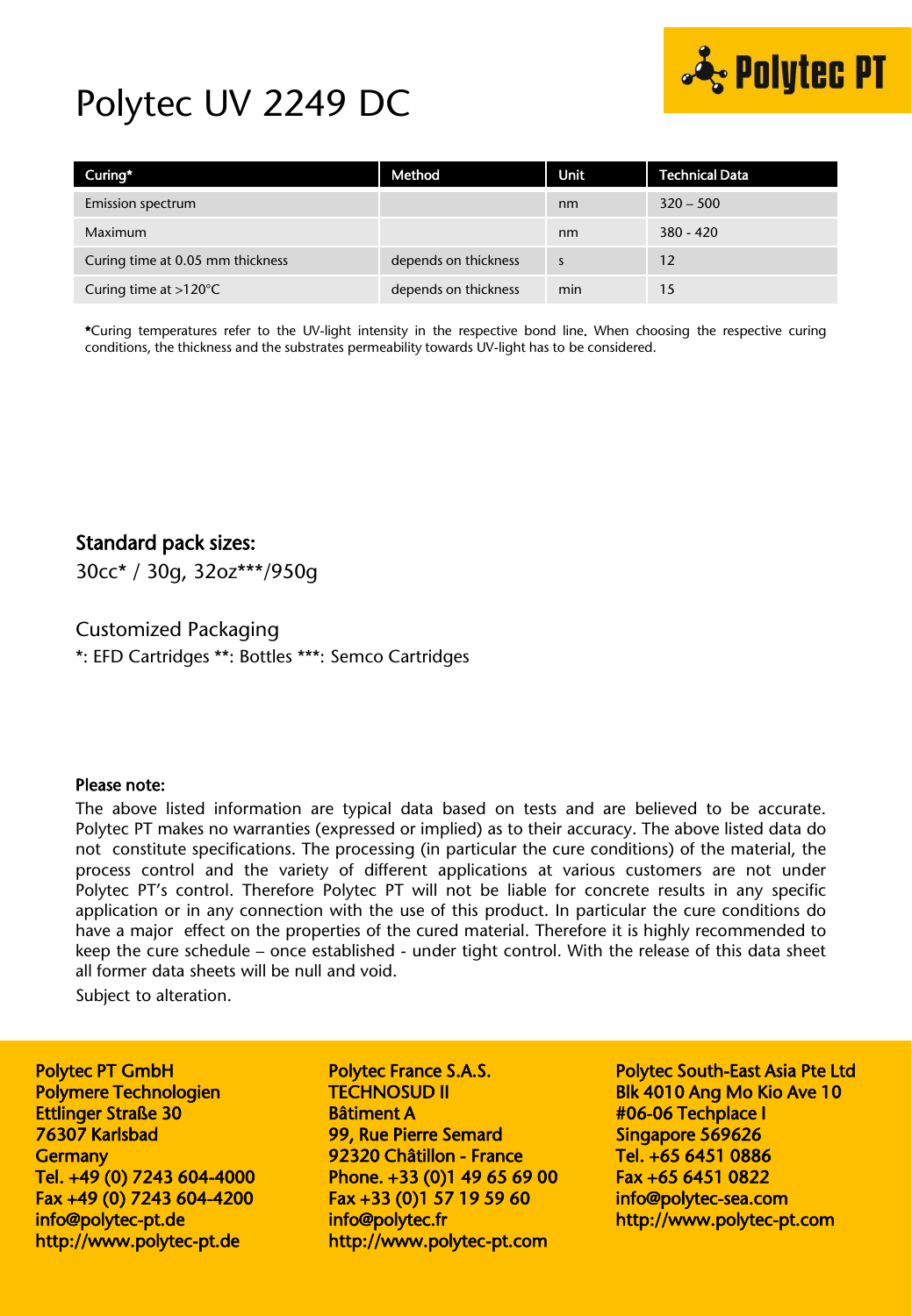# Polytec UV 2249 DC

| Curing* | Method | Unit | Technical Data |
|---|---|---|---|
| Emission spectrum | | nm | 320 – 500 |
| Maximum | | nm | 380 - 420 |
| Curing time at 0.05 mm thickness | depends on thickness | s | 12 |
| Curing time at >120°C | depends on thickness | min | 15 |

**\***Curing temperatures refer to the UV-light intensity in the respective bond line. When choosing the respective curing conditions, the thickness and the substrates permeability towards UV-light has to be considered.

## Standard pack sizes:

30cc* / 30g, 32oz***/950g

Customized Packaging

*: EFD Cartridges **: Bottles ***: Semco Cartridges

**Please note:**

The above listed information are typical data based on tests and are believed to be accurate. Polytec PT makes no warranties (expressed or implied) as to their accuracy. The above listed data do not constitute specifications. The processing (in particular the cure conditions) of the material, the process control and the variety of different applications at various customers are not under Polytec PT's control. Therefore Polytec PT will not be liable for concrete results in any specific application or in any connection with the use of this product. In particular the cure conditions do have a major effect on the properties of the cured material. Therefore it is highly recommended to keep the cure schedule – once established - under tight control. With the release of this data sheet all former data sheets will be null and void.

Subject to alteration.

Polytec PT GmbH
Polymere Technologien
Ettlinger Straße 30
76307 Karlsbad
Germany
Tel. +49 (0) 7243 604-4000
Fax +49 (0) 7243 604-4200
info@polytec-pt.de
http://www.polytec-pt.de

Polytec France S.A.S.
TECHNOSUD II
Bâtiment A
99, Rue Pierre Semard
92320 Châtillon - France
Phone. +33 (0)1 49 65 69 00
Fax +33 (0)1 57 19 59 60
info@polytec.fr
http://www.polytec-pt.com

Polytec South-East Asia Pte Ltd
Blk 4010 Ang Mo Kio Ave 10
#06-06 Techplace I
Singapore 569626
Tel. +65 6451 0886
Fax +65 6451 0822
info@polytec-sea.com
http://www.polytec-pt.com